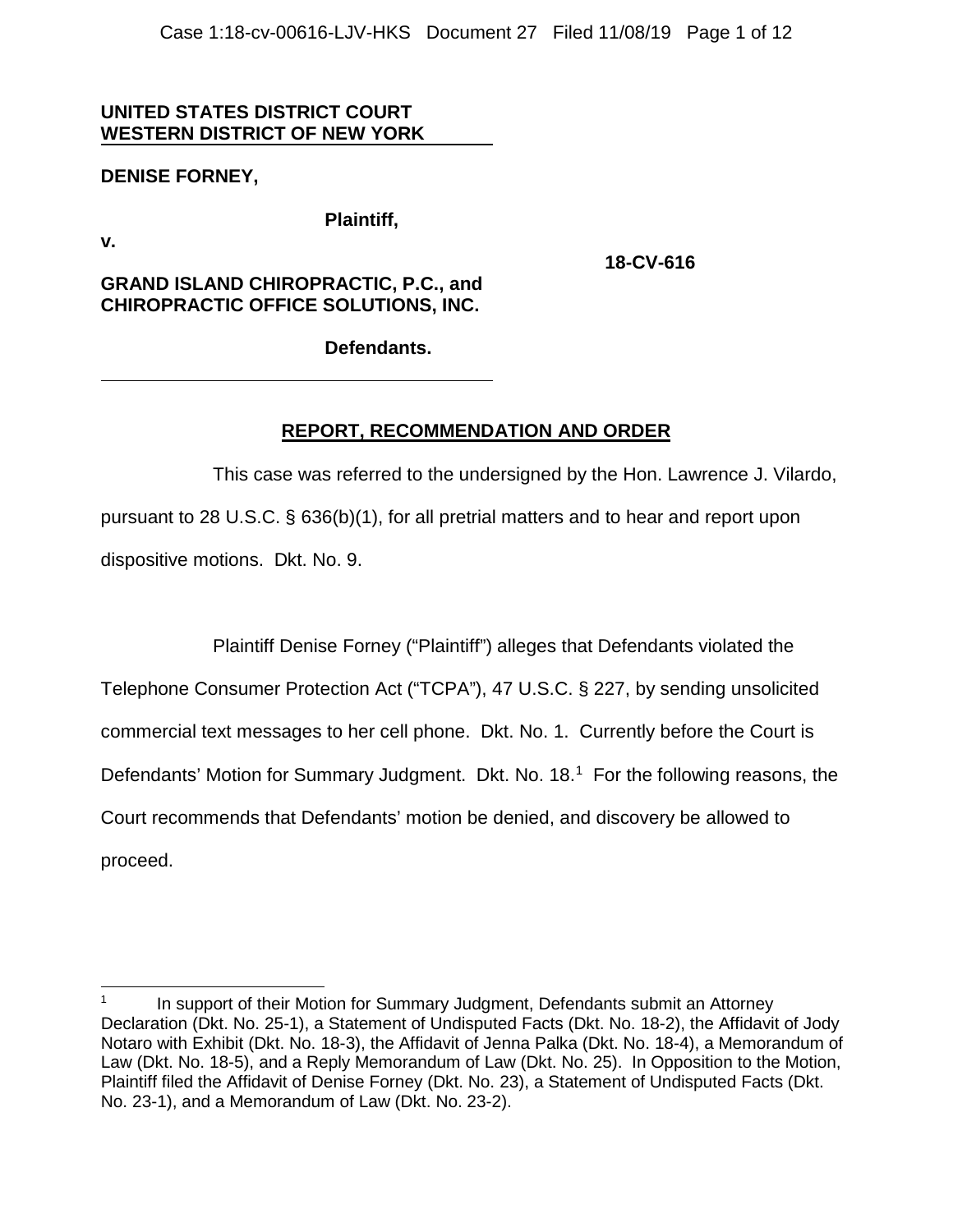**UNITED STATES DISTRICT COURT**
**WESTERN DISTRICT OF NEW YORK**

**DENISE FORNEY,**

**Plaintiff,**

**v.**

**18-CV-616**

**GRAND ISLAND CHIROPRACTIC, P.C., and CHIROPRACTIC OFFICE SOLUTIONS, INC.**

**Defendants.**

## REPORT, RECOMMENDATION AND ORDER

This case was referred to the undersigned by the Hon. Lawrence J. Vilardo, pursuant to 28 U.S.C. § 636(b)(1), for all pretrial matters and to hear and report upon dispositive motions. Dkt. No. 9.

Plaintiff Denise Forney ("Plaintiff") alleges that Defendants violated the Telephone Consumer Protection Act ("TCPA"), 47 U.S.C. § 227, by sending unsolicited commercial text messages to her cell phone. Dkt. No. 1. Currently before the Court is Defendants' Motion for Summary Judgment. Dkt. No. 18.[1] For the following reasons, the Court recommends that Defendants' motion be denied, and discovery be allowed to proceed.

[1] In support of their Motion for Summary Judgment, Defendants submit an Attorney Declaration (Dkt. No. 25-1), a Statement of Undisputed Facts (Dkt. No. 18-2), the Affidavit of Jody Notaro with Exhibit (Dkt. No. 18-3), the Affidavit of Jenna Palka (Dkt. No. 18-4), a Memorandum of Law (Dkt. No. 18-5), and a Reply Memorandum of Law (Dkt. No. 25). In Opposition to the Motion, Plaintiff filed the Affidavit of Denise Forney (Dkt. No. 23), a Statement of Undisputed Facts (Dkt. No. 23-1), and a Memorandum of Law (Dkt. No. 23-2).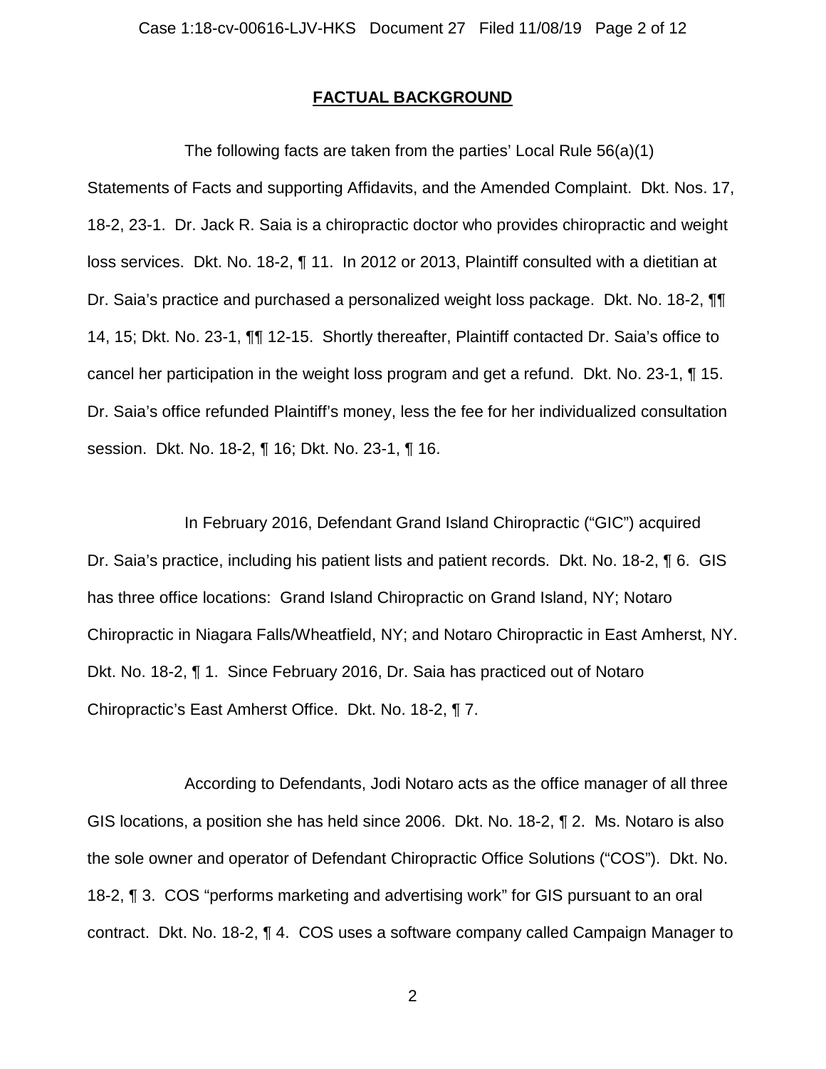## FACTUAL BACKGROUND

The following facts are taken from the parties' Local Rule 56(a)(1) Statements of Facts and supporting Affidavits, and the Amended Complaint. Dkt. Nos. 17, 18-2, 23-1. Dr. Jack R. Saia is a chiropractic doctor who provides chiropractic and weight loss services. Dkt. No. 18-2, ¶ 11. In 2012 or 2013, Plaintiff consulted with a dietitian at Dr. Saia's practice and purchased a personalized weight loss package. Dkt. No. 18-2, ¶¶ 14, 15; Dkt. No. 23-1, ¶¶ 12-15. Shortly thereafter, Plaintiff contacted Dr. Saia's office to cancel her participation in the weight loss program and get a refund. Dkt. No. 23-1, ¶ 15. Dr. Saia's office refunded Plaintiff's money, less the fee for her individualized consultation session. Dkt. No. 18-2, ¶ 16; Dkt. No. 23-1, ¶ 16.

In February 2016, Defendant Grand Island Chiropractic ("GIC") acquired Dr. Saia's practice, including his patient lists and patient records. Dkt. No. 18-2, ¶ 6. GIS has three office locations: Grand Island Chiropractic on Grand Island, NY; Notaro Chiropractic in Niagara Falls/Wheatfield, NY; and Notaro Chiropractic in East Amherst, NY. Dkt. No. 18-2, ¶ 1. Since February 2016, Dr. Saia has practiced out of Notaro Chiropractic's East Amherst Office. Dkt. No. 18-2, ¶ 7.

According to Defendants, Jodi Notaro acts as the office manager of all three GIS locations, a position she has held since 2006. Dkt. No. 18-2, ¶ 2. Ms. Notaro is also the sole owner and operator of Defendant Chiropractic Office Solutions ("COS"). Dkt. No. 18-2, ¶ 3. COS "performs marketing and advertising work" for GIS pursuant to an oral contract. Dkt. No. 18-2, ¶ 4. COS uses a software company called Campaign Manager to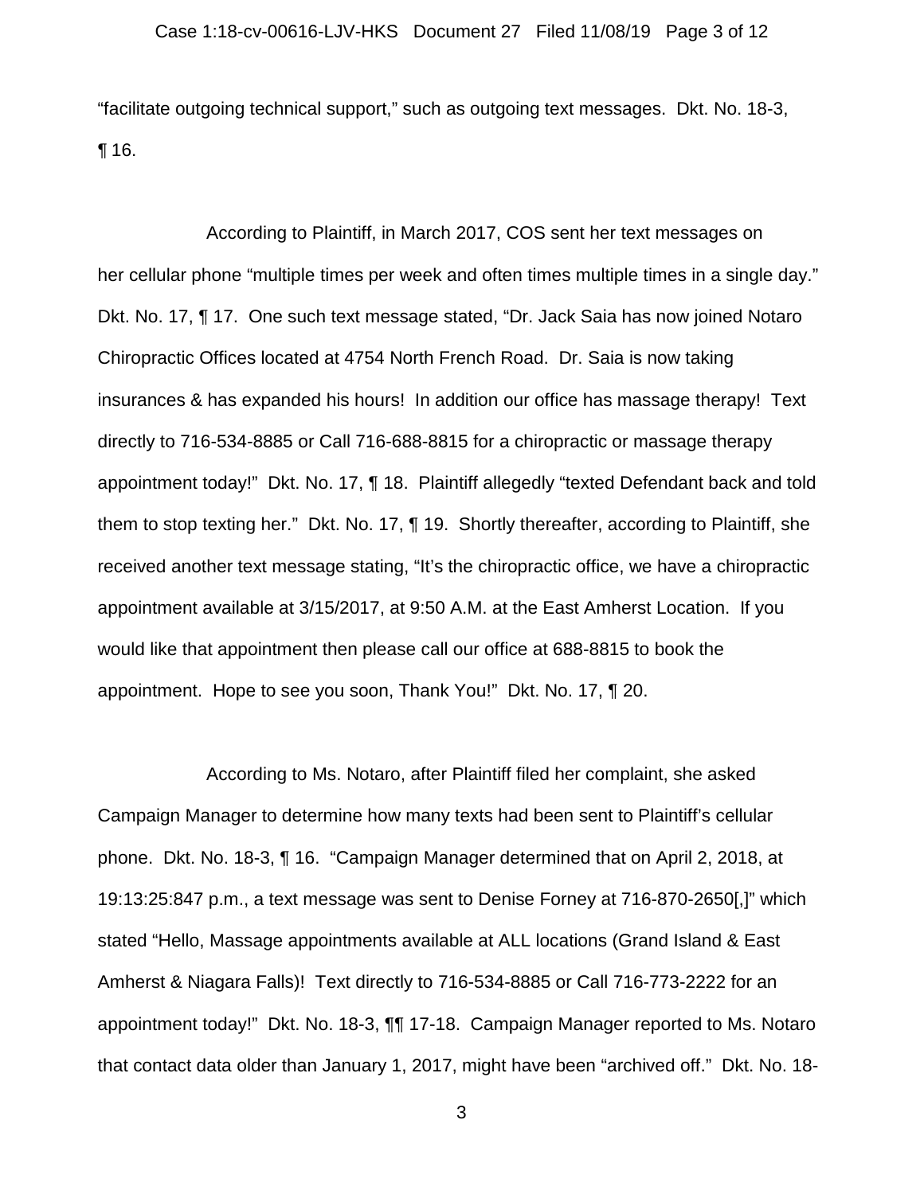"facilitate outgoing technical support," such as outgoing text messages. Dkt. No. 18-3, ¶ 16.

According to Plaintiff, in March 2017, COS sent her text messages on her cellular phone "multiple times per week and often times multiple times in a single day." Dkt. No. 17, ¶ 17. One such text message stated, "Dr. Jack Saia has now joined Notaro Chiropractic Offices located at 4754 North French Road. Dr. Saia is now taking insurances & has expanded his hours! In addition our office has massage therapy! Text directly to 716-534-8885 or Call 716-688-8815 for a chiropractic or massage therapy appointment today!" Dkt. No. 17, ¶ 18. Plaintiff allegedly "texted Defendant back and told them to stop texting her." Dkt. No. 17, ¶ 19. Shortly thereafter, according to Plaintiff, she received another text message stating, "It's the chiropractic office, we have a chiropractic appointment available at 3/15/2017, at 9:50 A.M. at the East Amherst Location. If you would like that appointment then please call our office at 688-8815 to book the appointment. Hope to see you soon, Thank You!" Dkt. No. 17, ¶ 20.

According to Ms. Notaro, after Plaintiff filed her complaint, she asked Campaign Manager to determine how many texts had been sent to Plaintiff's cellular phone. Dkt. No. 18-3, ¶ 16. "Campaign Manager determined that on April 2, 2018, at 19:13:25:847 p.m., a text message was sent to Denise Forney at 716-870-2650[,]" which stated "Hello, Massage appointments available at ALL locations (Grand Island & East Amherst & Niagara Falls)! Text directly to 716-534-8885 or Call 716-773-2222 for an appointment today!" Dkt. No. 18-3, ¶¶ 17-18. Campaign Manager reported to Ms. Notaro that contact data older than January 1, 2017, might have been "archived off." Dkt. No. 18-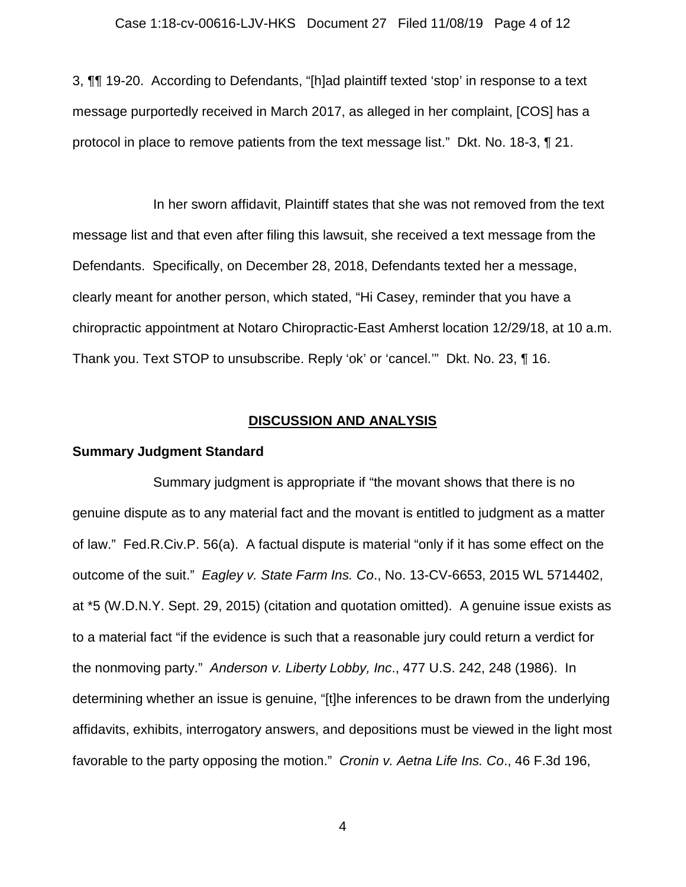3, ¶¶ 19-20. According to Defendants, "[h]ad plaintiff texted 'stop' in response to a text message purportedly received in March 2017, as alleged in her complaint, [COS] has a protocol in place to remove patients from the text message list." Dkt. No. 18-3, ¶ 21.

In her sworn affidavit, Plaintiff states that she was not removed from the text message list and that even after filing this lawsuit, she received a text message from the Defendants. Specifically, on December 28, 2018, Defendants texted her a message, clearly meant for another person, which stated, "Hi Casey, reminder that you have a chiropractic appointment at Notaro Chiropractic-East Amherst location 12/29/18, at 10 a.m. Thank you. Text STOP to unsubscribe. Reply 'ok' or 'cancel.'" Dkt. No. 23, ¶ 16.

## DISCUSSION AND ANALYSIS

### Summary Judgment Standard

Summary judgment is appropriate if "the movant shows that there is no genuine dispute as to any material fact and the movant is entitled to judgment as a matter of law." Fed.R.Civ.P. 56(a). A factual dispute is material "only if it has some effect on the outcome of the suit." *Eagley v. State Farm Ins. Co*., No. 13-CV-6653, 2015 WL 5714402, at *5 (W.D.N.Y. Sept. 29, 2015) (citation and quotation omitted). A genuine issue exists as to a material fact "if the evidence is such that a reasonable jury could return a verdict for the nonmoving party." *Anderson v. Liberty Lobby, Inc*., 477 U.S. 242, 248 (1986). In determining whether an issue is genuine, "[t]he inferences to be drawn from the underlying affidavits, exhibits, interrogatory answers, and depositions must be viewed in the light most favorable to the party opposing the motion." *Cronin v. Aetna Life Ins. Co*., 46 F.3d 196,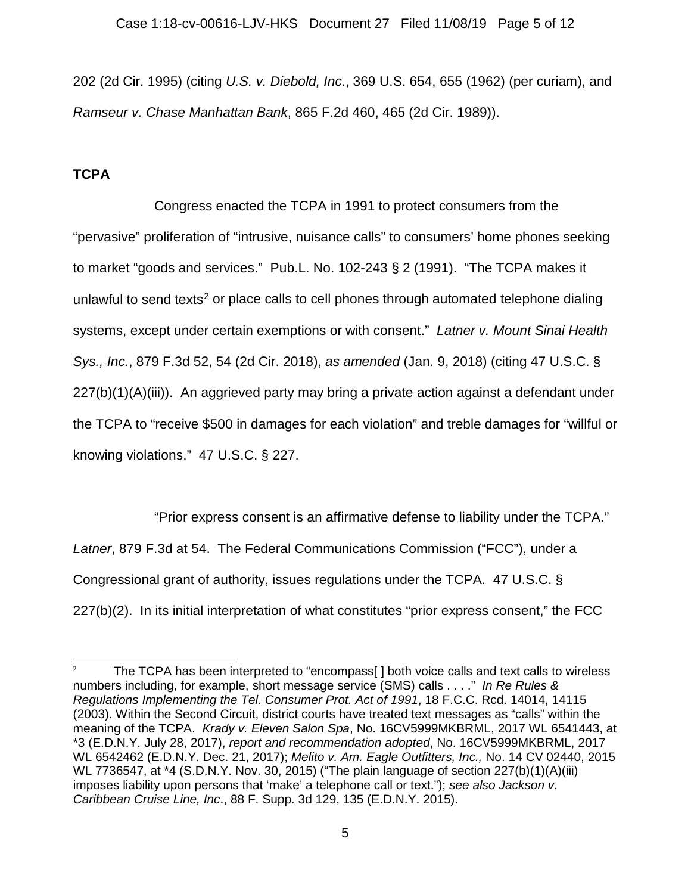202 (2d Cir. 1995) (citing *U.S. v. Diebold, Inc*., 369 U.S. 654, 655 (1962) (per curiam), and *Ramseur v. Chase Manhattan Bank*, 865 F.2d 460, 465 (2d Cir. 1989)).

**TCPA**

Congress enacted the TCPA in 1991 to protect consumers from the "pervasive" proliferation of "intrusive, nuisance calls" to consumers' home phones seeking to market "goods and services." Pub.L. No. 102-243 § 2 (1991). "The TCPA makes it unlawful to send texts[2] or place calls to cell phones through automated telephone dialing systems, except under certain exemptions or with consent." *Latner v. Mount Sinai Health Sys., Inc.*, 879 F.3d 52, 54 (2d Cir. 2018), *as amended* (Jan. 9, 2018) (citing 47 U.S.C. § 227(b)(1)(A)(iii)). An aggrieved party may bring a private action against a defendant under the TCPA to "receive $500 in damages for each violation" and treble damages for "willful or knowing violations." 47 U.S.C. § 227.

"Prior express consent is an affirmative defense to liability under the TCPA." *Latner*, 879 F.3d at 54. The Federal Communications Commission ("FCC"), under a Congressional grant of authority, issues regulations under the TCPA. 47 U.S.C. § 227(b)(2). In its initial interpretation of what constitutes "prior express consent," the FCC

---

[2] The TCPA has been interpreted to "encompass[ ] both voice calls and text calls to wireless numbers including, for example, short message service (SMS) calls . . . ." *In Re Rules & Regulations Implementing the Tel. Consumer Prot. Act of 1991*, 18 F.C.C. Rcd. 14014, 14115 (2003). Within the Second Circuit, district courts have treated text messages as "calls" within the meaning of the TCPA. *Krady v. Eleven Salon Spa*, No. 16CV5999MKBRML, 2017 WL 6541443, at \*3 (E.D.N.Y. July 28, 2017), *report and recommendation adopted*, No. 16CV5999MKBRML, 2017 WL 6542462 (E.D.N.Y. Dec. 21, 2017); *Melito v. Am. Eagle Outfitters, Inc.,* No. 14 CV 02440, 2015 WL 7736547, at \*4 (S.D.N.Y. Nov. 30, 2015) ("The plain language of section 227(b)(1)(A)(iii) imposes liability upon persons that 'make' a telephone call or text."); *see also Jackson v. Caribbean Cruise Line, Inc*., 88 F. Supp. 3d 129, 135 (E.D.N.Y. 2015).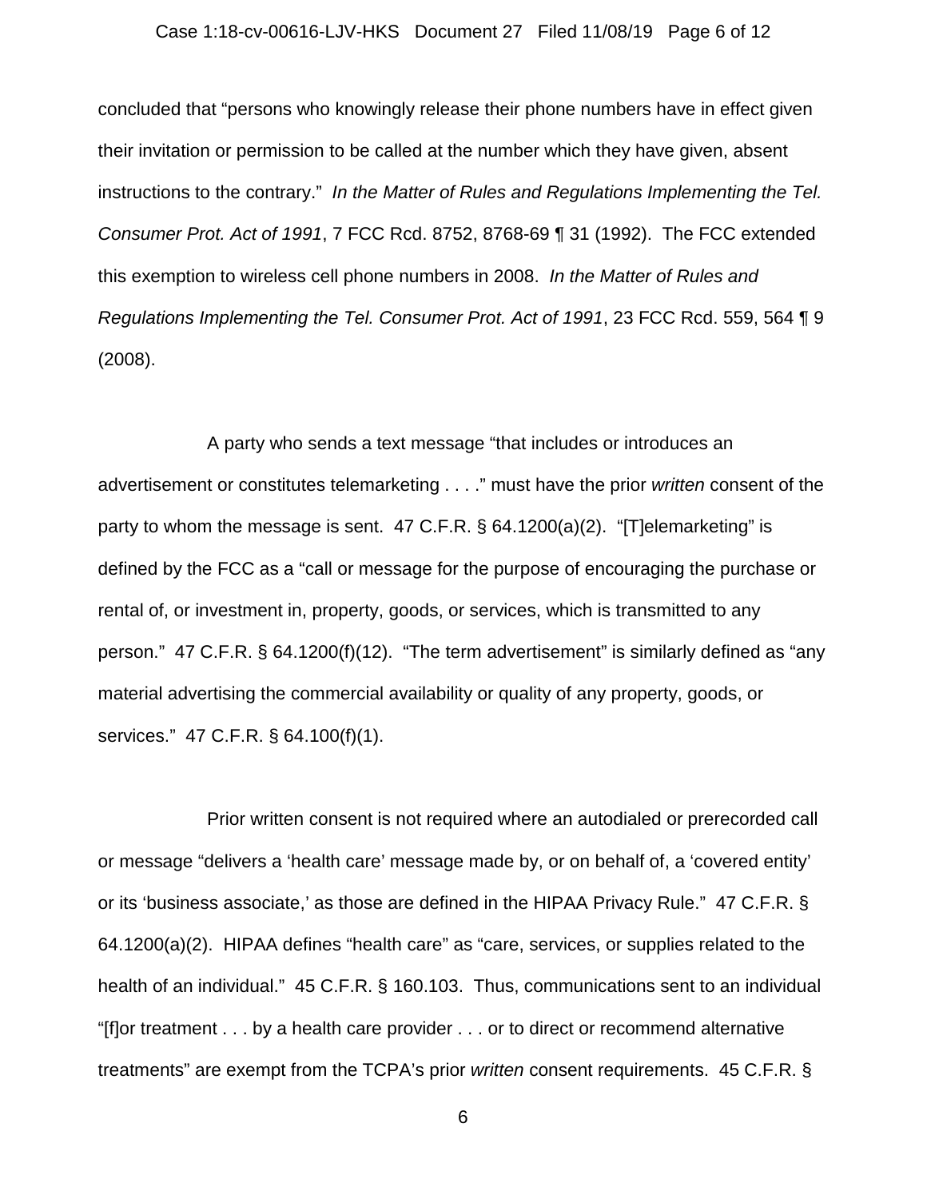concluded that "persons who knowingly release their phone numbers have in effect given their invitation or permission to be called at the number which they have given, absent instructions to the contrary." *In the Matter of Rules and Regulations Implementing the Tel. Consumer Prot. Act of 1991*, 7 FCC Rcd. 8752, 8768-69 ¶ 31 (1992). The FCC extended this exemption to wireless cell phone numbers in 2008. *In the Matter of Rules and Regulations Implementing the Tel. Consumer Prot. Act of 1991*, 23 FCC Rcd. 559, 564 ¶ 9 (2008).

A party who sends a text message "that includes or introduces an advertisement or constitutes telemarketing . . . ." must have the prior *written* consent of the party to whom the message is sent. 47 C.F.R. § 64.1200(a)(2). "[T]elemarketing" is defined by the FCC as a "call or message for the purpose of encouraging the purchase or rental of, or investment in, property, goods, or services, which is transmitted to any person." 47 C.F.R. § 64.1200(f)(12). "The term advertisement" is similarly defined as "any material advertising the commercial availability or quality of any property, goods, or services." 47 C.F.R. § 64.100(f)(1).

Prior written consent is not required where an autodialed or prerecorded call or message "delivers a 'health care' message made by, or on behalf of, a 'covered entity' or its 'business associate,' as those are defined in the HIPAA Privacy Rule." 47 C.F.R. § 64.1200(a)(2). HIPAA defines "health care" as "care, services, or supplies related to the health of an individual." 45 C.F.R. § 160.103. Thus, communications sent to an individual "[f]or treatment . . . by a health care provider . . . or to direct or recommend alternative treatments" are exempt from the TCPA's prior *written* consent requirements. 45 C.F.R. §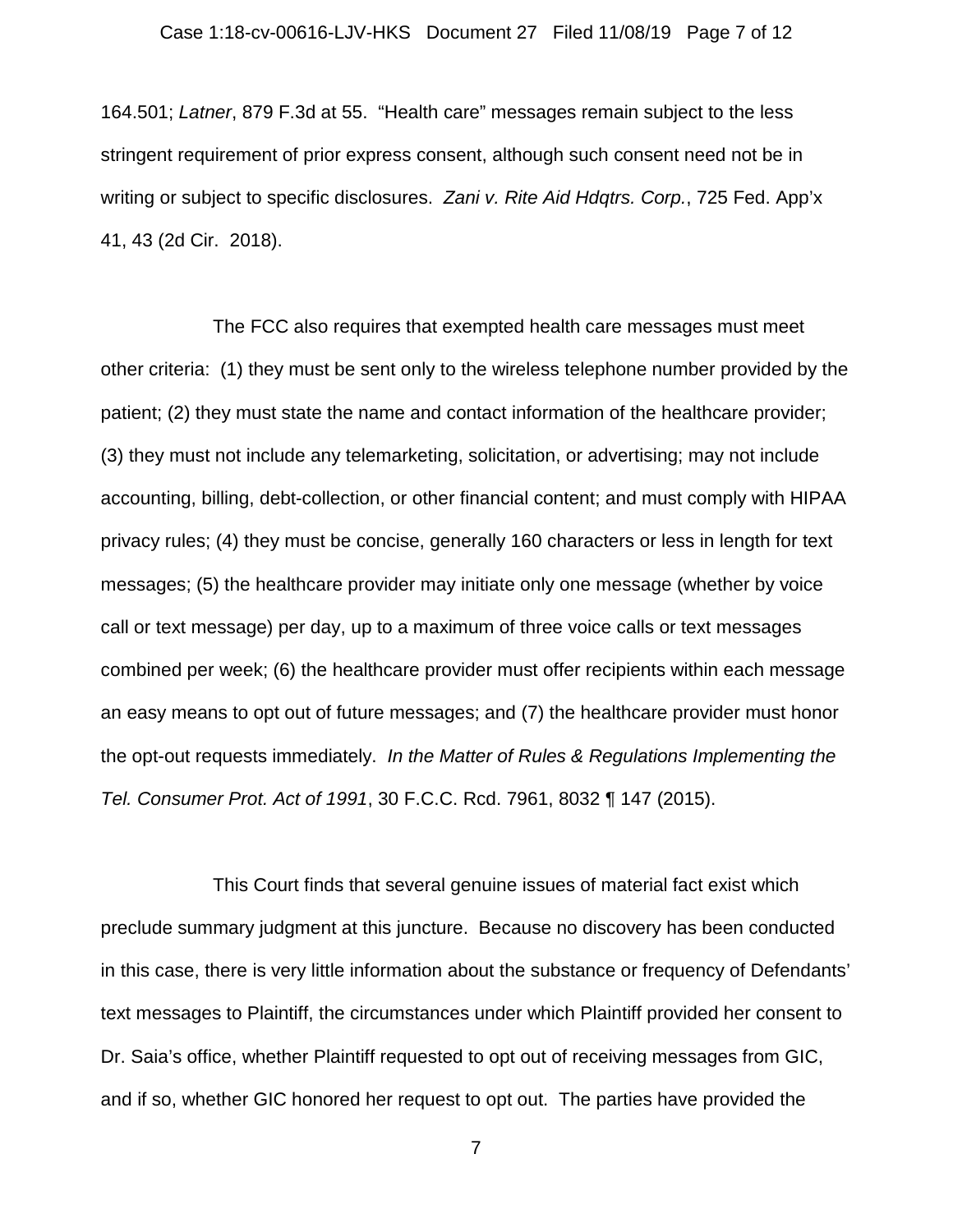164.501; *Latner*, 879 F.3d at 55. "Health care" messages remain subject to the less stringent requirement of prior express consent, although such consent need not be in writing or subject to specific disclosures. *Zani v. Rite Aid Hdqtrs. Corp.*, 725 Fed. App'x 41, 43 (2d Cir. 2018).

The FCC also requires that exempted health care messages must meet other criteria: (1) they must be sent only to the wireless telephone number provided by the patient; (2) they must state the name and contact information of the healthcare provider; (3) they must not include any telemarketing, solicitation, or advertising; may not include accounting, billing, debt-collection, or other financial content; and must comply with HIPAA privacy rules; (4) they must be concise, generally 160 characters or less in length for text messages; (5) the healthcare provider may initiate only one message (whether by voice call or text message) per day, up to a maximum of three voice calls or text messages combined per week; (6) the healthcare provider must offer recipients within each message an easy means to opt out of future messages; and (7) the healthcare provider must honor the opt-out requests immediately. *In the Matter of Rules & Regulations Implementing the Tel. Consumer Prot. Act of 1991*, 30 F.C.C. Rcd. 7961, 8032 ¶ 147 (2015).

This Court finds that several genuine issues of material fact exist which preclude summary judgment at this juncture. Because no discovery has been conducted in this case, there is very little information about the substance or frequency of Defendants' text messages to Plaintiff, the circumstances under which Plaintiff provided her consent to Dr. Saia's office, whether Plaintiff requested to opt out of receiving messages from GIC, and if so, whether GIC honored her request to opt out. The parties have provided the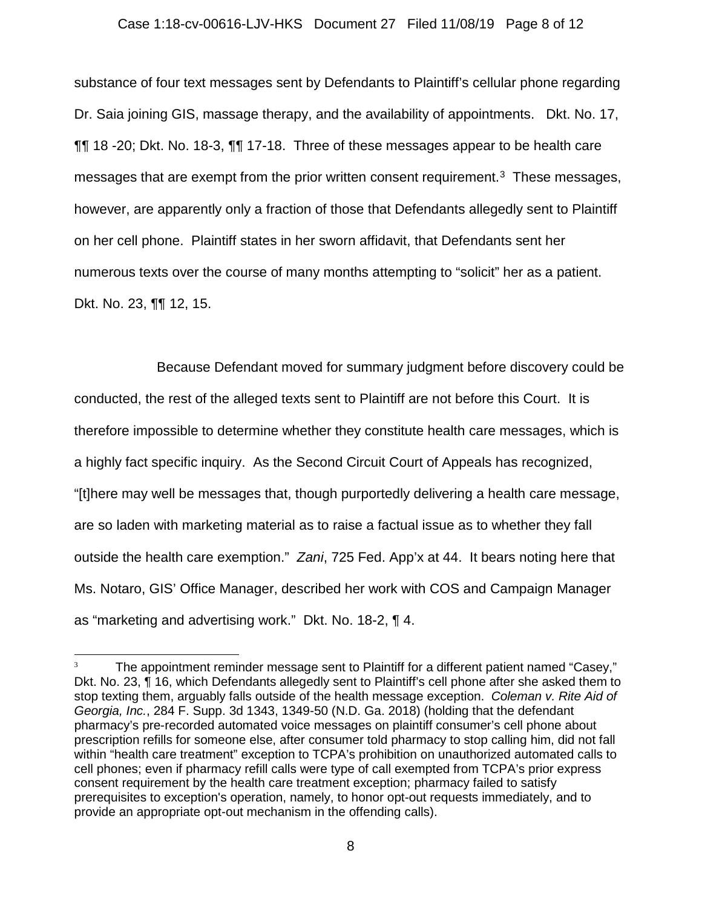substance of four text messages sent by Defendants to Plaintiff's cellular phone regarding Dr. Saia joining GIS, massage therapy, and the availability of appointments. Dkt. No. 17, ¶¶ 18 -20; Dkt. No. 18-3, ¶¶ 17-18. Three of these messages appear to be health care messages that are exempt from the prior written consent requirement.[3] These messages, however, are apparently only a fraction of those that Defendants allegedly sent to Plaintiff on her cell phone. Plaintiff states in her sworn affidavit, that Defendants sent her numerous texts over the course of many months attempting to "solicit" her as a patient. Dkt. No. 23, ¶¶ 12, 15.

Because Defendant moved for summary judgment before discovery could be conducted, the rest of the alleged texts sent to Plaintiff are not before this Court. It is therefore impossible to determine whether they constitute health care messages, which is a highly fact specific inquiry. As the Second Circuit Court of Appeals has recognized, "[t]here may well be messages that, though purportedly delivering a health care message, are so laden with marketing material as to raise a factual issue as to whether they fall outside the health care exemption." *Zani*, 725 Fed. App'x at 44. It bears noting here that Ms. Notaro, GIS' Office Manager, described her work with COS and Campaign Manager as "marketing and advertising work." Dkt. No. 18-2, ¶ 4.

---

[3] The appointment reminder message sent to Plaintiff for a different patient named "Casey," Dkt. No. 23, ¶ 16, which Defendants allegedly sent to Plaintiff's cell phone after she asked them to stop texting them, arguably falls outside of the health message exception. *Coleman v. Rite Aid of Georgia, Inc.*, 284 F. Supp. 3d 1343, 1349-50 (N.D. Ga. 2018) (holding that the defendant pharmacy's pre-recorded automated voice messages on plaintiff consumer's cell phone about prescription refills for someone else, after consumer told pharmacy to stop calling him, did not fall within "health care treatment" exception to TCPA's prohibition on unauthorized automated calls to cell phones; even if pharmacy refill calls were type of call exempted from TCPA's prior express consent requirement by the health care treatment exception; pharmacy failed to satisfy prerequisites to exception's operation, namely, to honor opt-out requests immediately, and to provide an appropriate opt-out mechanism in the offending calls).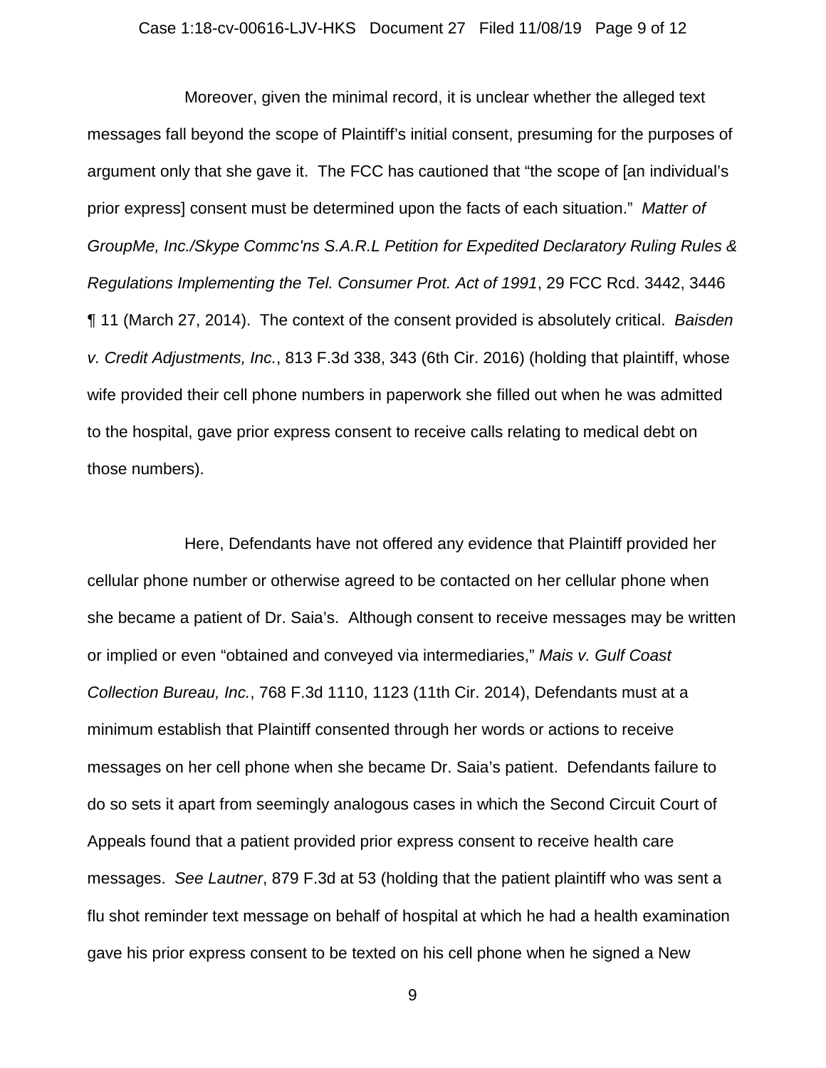Moreover, given the minimal record, it is unclear whether the alleged text messages fall beyond the scope of Plaintiff's initial consent, presuming for the purposes of argument only that she gave it. The FCC has cautioned that "the scope of [an individual's prior express] consent must be determined upon the facts of each situation." *Matter of GroupMe, Inc./Skype Commc'ns S.A.R.L Petition for Expedited Declaratory Ruling Rules & Regulations Implementing the Tel. Consumer Prot. Act of 1991*, 29 FCC Rcd. 3442, 3446 ¶ 11 (March 27, 2014). The context of the consent provided is absolutely critical. *Baisden v. Credit Adjustments, Inc.*, 813 F.3d 338, 343 (6th Cir. 2016) (holding that plaintiff, whose wife provided their cell phone numbers in paperwork she filled out when he was admitted to the hospital, gave prior express consent to receive calls relating to medical debt on those numbers).

Here, Defendants have not offered any evidence that Plaintiff provided her cellular phone number or otherwise agreed to be contacted on her cellular phone when she became a patient of Dr. Saia's. Although consent to receive messages may be written or implied or even "obtained and conveyed via intermediaries," *Mais v. Gulf Coast Collection Bureau, Inc.*, 768 F.3d 1110, 1123 (11th Cir. 2014), Defendants must at a minimum establish that Plaintiff consented through her words or actions to receive messages on her cell phone when she became Dr. Saia's patient. Defendants failure to do so sets it apart from seemingly analogous cases in which the Second Circuit Court of Appeals found that a patient provided prior express consent to receive health care messages. *See Lautner*, 879 F.3d at 53 (holding that the patient plaintiff who was sent a flu shot reminder text message on behalf of hospital at which he had a health examination gave his prior express consent to be texted on his cell phone when he signed a New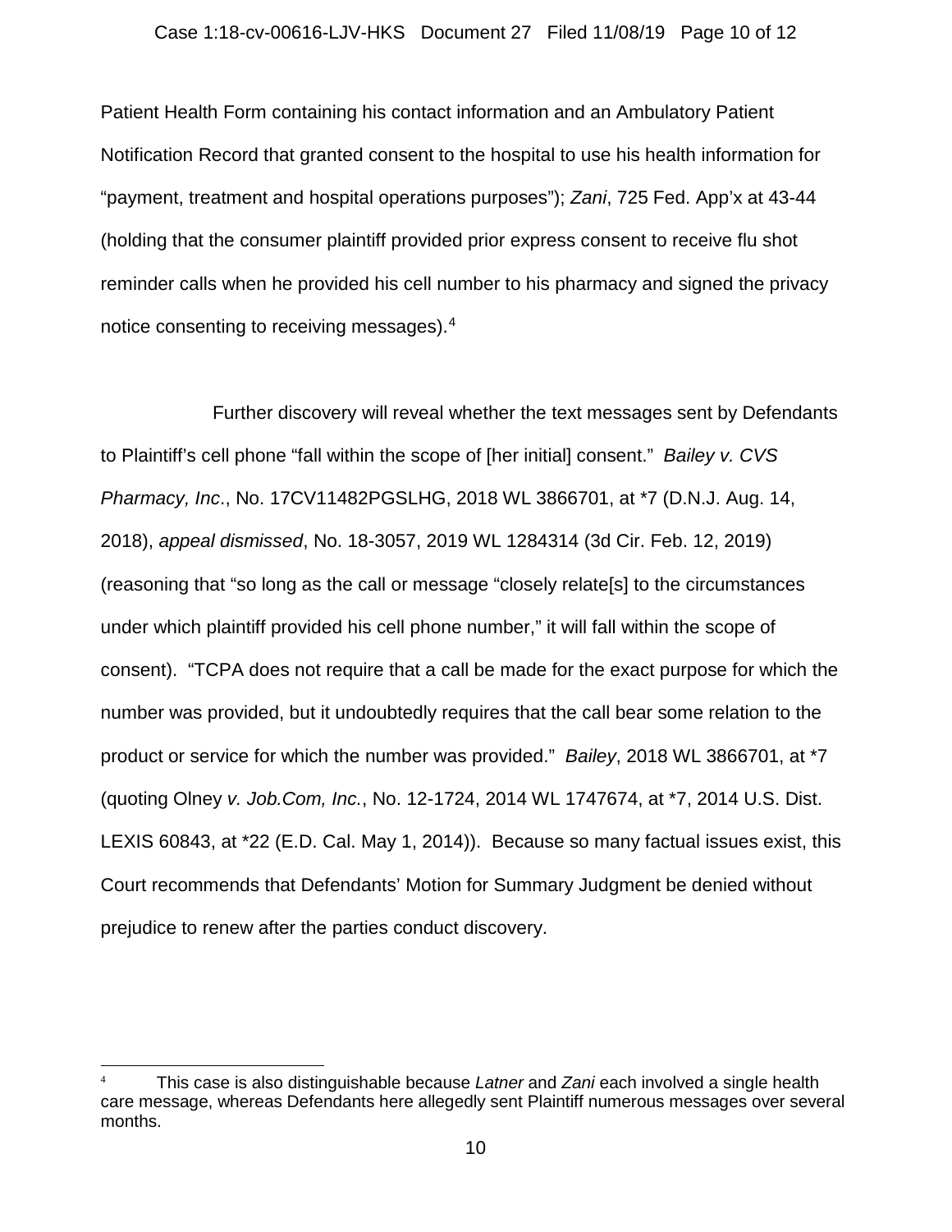Patient Health Form containing his contact information and an Ambulatory Patient Notification Record that granted consent to the hospital to use his health information for "payment, treatment and hospital operations purposes"); *Zani*, 725 Fed. App'x at 43-44 (holding that the consumer plaintiff provided prior express consent to receive flu shot reminder calls when he provided his cell number to his pharmacy and signed the privacy notice consenting to receiving messages).[4]

Further discovery will reveal whether the text messages sent by Defendants to Plaintiff's cell phone "fall within the scope of [her initial] consent." *Bailey v. CVS Pharmacy, Inc*., No. 17CV11482PGSLHG, 2018 WL 3866701, at *7 (D.N.J. Aug. 14, 2018), *appeal dismissed*, No. 18-3057, 2019 WL 1284314 (3d Cir. Feb. 12, 2019) (reasoning that "so long as the call or message "closely relate[s] to the circumstances under which plaintiff provided his cell phone number," it will fall within the scope of consent). "TCPA does not require that a call be made for the exact purpose for which the number was provided, but it undoubtedly requires that the call bear some relation to the product or service for which the number was provided." *Bailey*, 2018 WL 3866701, at *7 (quoting Olney *v. Job.Com, Inc.*, No. 12-1724, 2014 WL 1747674, at *7, 2014 U.S. Dist. LEXIS 60843, at *22 (E.D. Cal. May 1, 2014)). Because so many factual issues exist, this Court recommends that Defendants' Motion for Summary Judgment be denied without prejudice to renew after the parties conduct discovery.

---

[4] This case is also distinguishable because *Latner* and *Zani* each involved a single health care message, whereas Defendants here allegedly sent Plaintiff numerous messages over several months.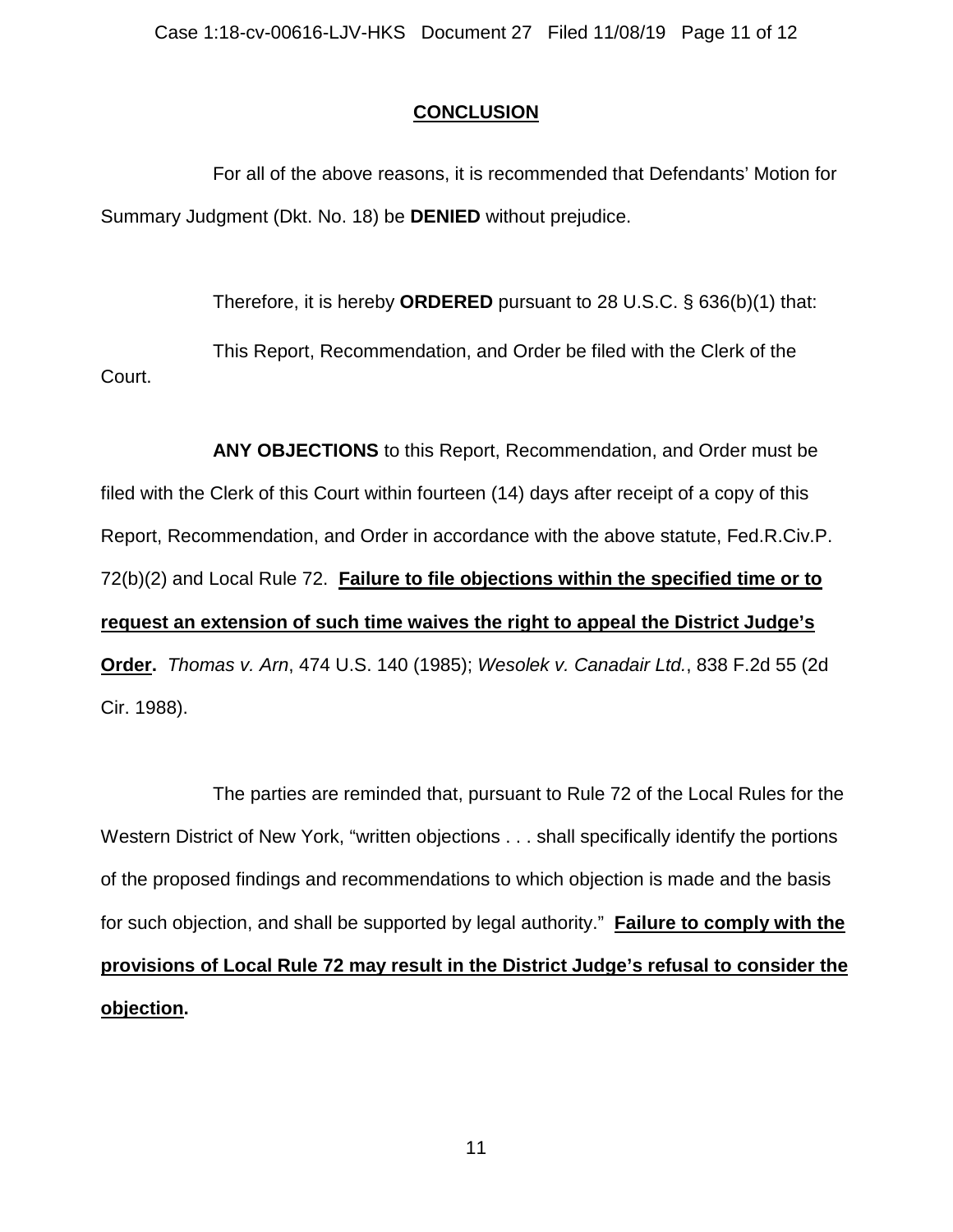## CONCLUSION

For all of the above reasons, it is recommended that Defendants' Motion for Summary Judgment (Dkt. No. 18) be **DENIED** without prejudice.

Therefore, it is hereby **ORDERED** pursuant to 28 U.S.C. § 636(b)(1) that:

This Report, Recommendation, and Order be filed with the Clerk of the Court.

**ANY OBJECTIONS** to this Report, Recommendation, and Order must be filed with the Clerk of this Court within fourteen (14) days after receipt of a copy of this Report, Recommendation, and Order in accordance with the above statute, Fed.R.Civ.P. 72(b)(2) and Local Rule 72. **Failure to file objections within the specified time or to request an extension of such time waives the right to appeal the District Judge's Order.** *Thomas v. Arn*, 474 U.S. 140 (1985); *Wesolek v. Canadair Ltd.*, 838 F.2d 55 (2d Cir. 1988).

The parties are reminded that, pursuant to Rule 72 of the Local Rules for the Western District of New York, "written objections . . . shall specifically identify the portions of the proposed findings and recommendations to which objection is made and the basis for such objection, and shall be supported by legal authority." **Failure to comply with the provisions of Local Rule 72 may result in the District Judge's refusal to consider the objection.**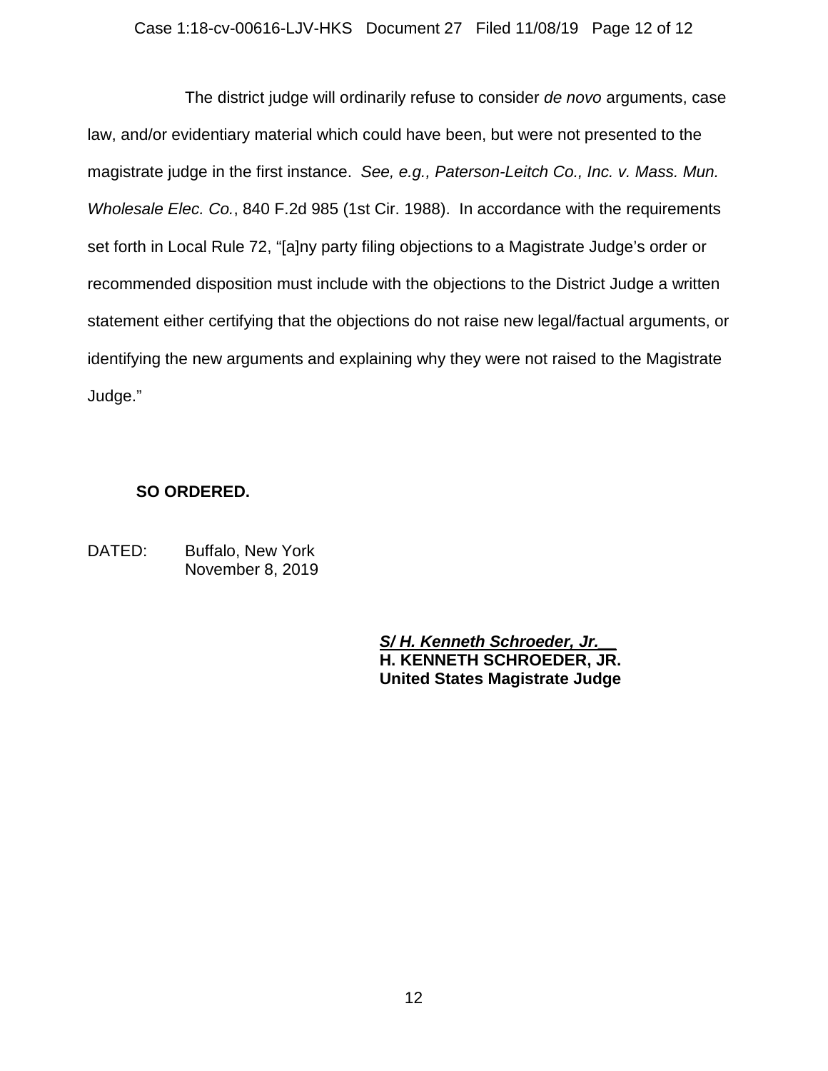The district judge will ordinarily refuse to consider *de novo* arguments, case law, and/or evidentiary material which could have been, but were not presented to the magistrate judge in the first instance. *See, e.g., Paterson-Leitch Co., Inc. v. Mass. Mun. Wholesale Elec. Co.*, 840 F.2d 985 (1st Cir. 1988). In accordance with the requirements set forth in Local Rule 72, "[a]ny party filing objections to a Magistrate Judge's order or recommended disposition must include with the objections to the District Judge a written statement either certifying that the objections do not raise new legal/factual arguments, or identifying the new arguments and explaining why they were not raised to the Magistrate Judge."

**SO ORDERED.**

DATED: Buffalo, New York
November 8, 2019

***S/ H. Kenneth Schroeder, Jr.***
**H. KENNETH SCHROEDER, JR.**
**United States Magistrate Judge**